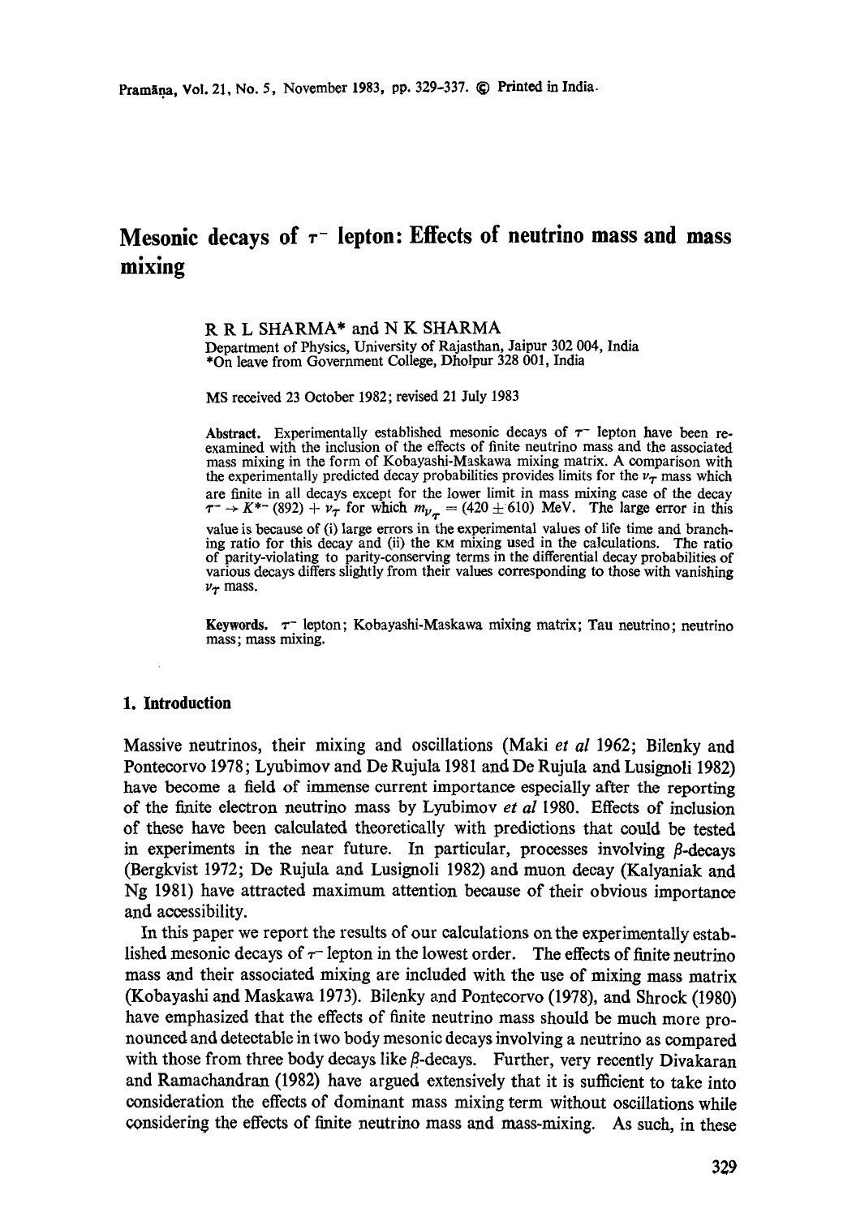# Mesonic decays of $\tau^-$ lepton: Effects of neutrino mass and mass mixing

R R L SHARMA* and N K SHARMA

Department of Physics, University of Rajasthan, Jaipur 302 004, India

*On leave from Government College, Dholpur 328 001, India

MS received 23 October 1982; revised 21 July 1983

**Abstract.** Experimentally established mesonic decays of $\tau^-$ lepton have been re-examined with the inclusion of the effects of finite neutrino mass and the associated mass mixing in the form of Kobayashi-Maskawa mixing matrix. A comparison with the experimentally predicted decay probabilities provides limits for the $\nu_T$ mass which are finite in all decays except for the lower limit in mass mixing case of the decay $\tau^- \to K^{*-}(892) + \nu_T$ for which $m_{\nu_T} = (420 \pm 610)$ MeV. The large error in this value is because of (i) large errors in the experimental values of life time and branching ratio for this decay and (ii) the KM mixing used in the calculations. The ratio of parity-violating to parity-conserving terms in the differential decay probabilities of various decays differs slightly from their values corresponding to those with vanishing $\nu_T$ mass.

**Keywords.** $\tau^-$ lepton; Kobayashi-Maskawa mixing matrix; Tau neutrino; neutrino mass; mass mixing.

## 1. Introduction

Massive neutrinos, their mixing and oscillations (Maki *et al* 1962; Bilenky and Pontecorvo 1978; Lyubimov and De Rujula 1981 and De Rujula and Lusignoli 1982) have become a field of immense current importance especially after the reporting of the finite electron neutrino mass by Lyubimov *et al* 1980. Effects of inclusion of these have been calculated theoretically with predictions that could be tested in experiments in the near future. In particular, processes involving $\beta$-decays (Bergkvist 1972; De Rujula and Lusignoli 1982) and muon decay (Kalyaniak and Ng 1981) have attracted maximum attention because of their obvious importance and accessibility.

In this paper we report the results of our calculations on the experimentally established mesonic decays of $\tau^-$ lepton in the lowest order. The effects of finite neutrino mass and their associated mixing are included with the use of mixing mass matrix (Kobayashi and Maskawa 1973). Bilenky and Pontecorvo (1978), and Shrock (1980) have emphasized that the effects of finite neutrino mass should be much more pronounced and detectable in two body mesonic decays involving a neutrino as compared with those from three body decays like $\beta$-decays. Further, very recently Divakaran and Ramachandran (1982) have argued extensively that it is sufficient to take into consideration the effects of dominant mass mixing term without oscillations while considering the effects of finite neutrino mass and mass-mixing. As such, in these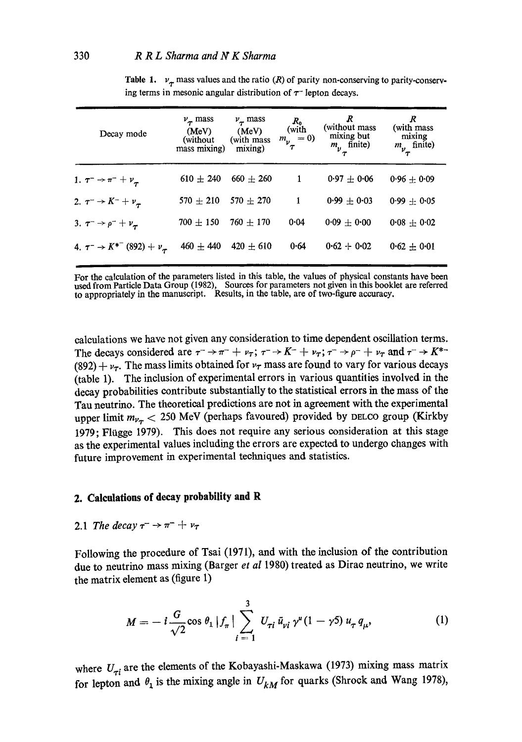**Table 1.** $\nu_\tau$ mass values and the ratio ($R$) of parity non-conserving to parity-conserving terms in mesonic angular distribution of $\tau^-$ lepton decays.

| Decay mode | $\nu_\tau$ mass (MeV) (without mass mixing) | $\nu_\tau$ mass (MeV) (with mass mixing) | $R_0$ (with $m_{\nu_\tau} = 0$) | $R$ (without mass mixing but $m_{\nu_\tau}$ finite) | $R$ (with mass mixing $m_{\nu_\tau}$ finite) |
|---|---|---|---|---|---|
| 1. $\tau^- \to \pi^- + \nu_\tau$ | $610 \pm 240$ | $660 \pm 260$ | 1 | $0{\cdot}97 \pm 0{\cdot}06$ | $0{\cdot}96 \pm 0{\cdot}09$ |
| 2. $\tau^- \to K^- + \nu_\tau$ | $570 \pm 210$ | $570 \pm 270$ | 1 | $0{\cdot}99 \pm 0{\cdot}03$ | $0{\cdot}99 \pm 0{\cdot}05$ |
| 3. $\tau^- \to \rho^- + \nu_\tau$ | $700 \pm 150$ | $760 \pm 170$ | $0{\cdot}04$ | $0{\cdot}09 \pm 0{\cdot}00$ | $0{\cdot}08 \pm 0{\cdot}02$ |
| 4. $\tau^- \to K^{*-}$ (892) $+ \nu_\tau$ | $460 \pm 440$ | $420 \pm 610$ | $0{\cdot}64$ | $0{\cdot}62 + 0{\cdot}02$ | $0{\cdot}62 \pm 0{\cdot}01$ |

For the calculation of the parameters listed in this table, the values of physical constants have been used from Particle Data Group (1982). Sources for parameters not given in this booklet are referred to appropriately in the manuscript. Results, in the table, are of two-figure accuracy.

calculations we have not given any consideration to time dependent oscillation terms. The decays considered are $\tau^- \to \pi^- + \nu_T$; $\tau^- \to K^- + \nu_T$; $\tau^- \to \rho^- + \nu_T$ and $\tau^- \to K^{*-}$ (892) $+ \nu_T$. The mass limits obtained for $\nu_T$ mass are found to vary for various decays (table 1). The inclusion of experimental errors in various quantities involved in the decay probabilities contribute substantially to the statistical errors in the mass of the Tau neutrino. The theoretical predictions are not in agreement with the experimental upper limit $m_{\nu_T} < 250$ MeV (perhaps favoured) provided by DELCO group (Kirkby 1979; Flügge 1979). This does not require any serious consideration at this stage as the experimental values including the errors are expected to undergo changes with future improvement in experimental techniques and statistics.

## 2. Calculations of decay probability and R

### 2.1 The decay $\tau^- \to \pi^- + \nu_T$

Following the procedure of Tsai (1971), and with the inclusion of the contribution due to neutrino mass mixing (Barger *et al* 1980) treated as Dirac neutrino, we write the matrix element as (figure 1)

$$M = -i \frac{G}{\sqrt{2}} \cos\theta_1 \, |f_\pi| \sum_{i=1}^{3} U_{Ti} \, \bar{u}_{\nu i} \, \gamma^\mu (1 - \gamma 5) \, u_T \, q_\mu, \tag{1}$$

where $U_{\tau i}$ are the elements of the Kobayashi-Maskawa (1973) mixing mass matrix for lepton and $\theta_1$ is the mixing angle in $U_{kM}$ for quarks (Shrock and Wang 1978),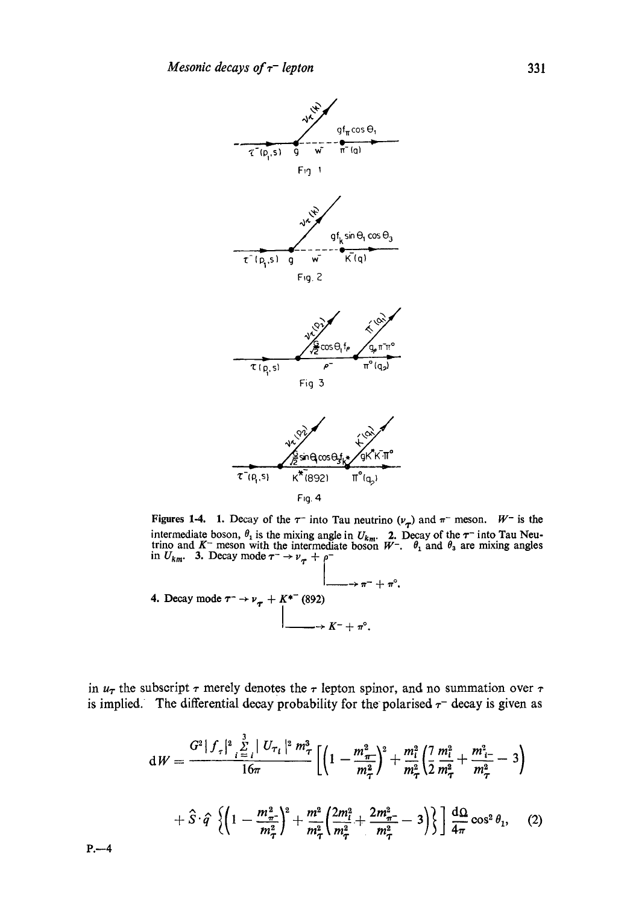Figures 1-4. 1. Decay of the $\tau^-$ into Tau neutrino ($\nu_\tau$) and $\pi^-$ meson. $W^-$ is the intermediate boson, $\theta_1$ is the mixing angle in $U_{km}$. 2. Decay of the $\tau^-$ into Tau Neutrino and $K^-$ meson with the intermediate boson $W^-$. $\theta_1$ and $\theta_3$ are mixing angles in $U_{km}$. 3. Decay mode $\tau^- \to \nu_\tau + \rho^-$

$$\rho^- \to \pi^- + \pi^0.$$

4. Decay mode $\tau^- \to \nu_\tau + K^{*-}(892)$

$$K^{*-}(892) \to K^- + \pi^0.$$

in $u_T$ the subscript $\tau$ merely denotes the $\tau$ lepton spinor, and no summation over $\tau$ is implied. The differential decay probability for the polarised $\tau^-$ decay is given as

$$dW = \frac{G^2 |f_\tau|^2 \sum_{i=l}^{3} |U_{Tl}|^2 m_T^3}{16\pi} \left[ \left(1 - \frac{m_\pi^2}{m_T^2}\right)^2 + \frac{m_l^2}{m_T^2}\left(\frac{7}{2}\frac{m_l^2}{m_T^2} + \frac{m_{l^-}^2}{m_T^2} - 3\right) \right.$$

$$\left. + \hat{S}\cdot\hat{q} \left\{ \left(1 - \frac{m_{\pi^-}^2}{m_T^2}\right)^2 + \frac{m^2}{m_T^2}\left(\frac{2m_l^2}{m_T^2} + \frac{2m_{\pi^-}^2}{m_T^2} - 3\right) \right\} \right] \frac{d\Omega}{4\pi} \cos^2\theta_1, \quad (2)$$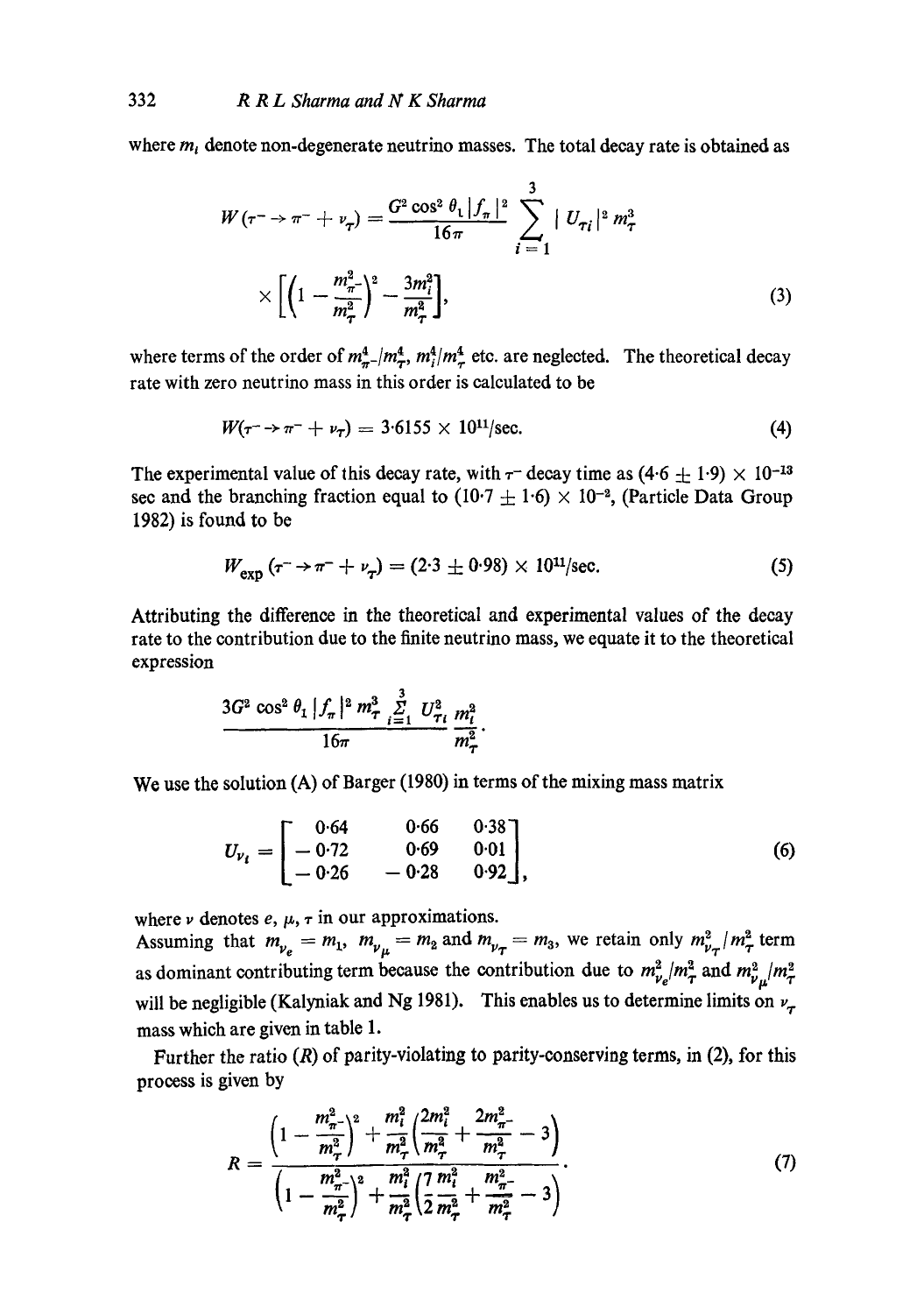where $m_i$ denote non-degenerate neutrino masses. The total decay rate is obtained as

$$W(\tau^- \to \pi^- + \nu_\tau) = \frac{G^2 \cos^2 \theta_1 |f_\pi|^2}{16\pi} \sum_{i=1}^{3} |U_{\tau i}|^2 m_\tau^3 \times \left[ \left(1 - \frac{m_{\pi^-}^2}{m_\tau^2}\right)^2 - \frac{3m_i^2}{m_\tau^2} \right], \tag{3}$$

where terms of the order of $m_{\pi^-}^4/m_\tau^4$, $m_i^4/m_\tau^4$ etc. are neglected. The theoretical decay rate with zero neutrino mass in this order is calculated to be

$$W(\tau^- \to \pi^- + \nu_\tau) = 3{\cdot}6155 \times 10^{11}/\text{sec}. \tag{4}$$

The experimental value of this decay rate, with $\tau^-$ decay time as $(4{\cdot}6 \pm 1{\cdot}9) \times 10^{-13}$ sec and the branching fraction equal to $(10{\cdot}7 \pm 1{\cdot}6) \times 10^{-2}$, (Particle Data Group 1982) is found to be

$$W_{\text{exp}}(\tau^- \to \pi^- + \nu_\tau) = (2{\cdot}3 \pm 0{\cdot}98) \times 10^{11}/\text{sec}. \tag{5}$$

Attributing the difference in the theoretical and experimental values of the decay rate to the contribution due to the finite neutrino mass, we equate it to the theoretical expression

$$\frac{3G^2 \cos^2 \theta_1 |f_\pi|^2 m_\tau^3 \sum_{i=1}^{3} U_{\tau i}^2}{16\pi} \frac{m_i^2}{m_\tau^2}.$$

We use the solution (A) of Barger (1980) in terms of the mixing mass matrix

$$U_{\nu_i} = \begin{bmatrix} 0{\cdot}64 & 0{\cdot}66 & 0{\cdot}38 \\ -0{\cdot}72 & 0{\cdot}69 & 0{\cdot}01 \\ -0{\cdot}26 & -0{\cdot}28 & 0{\cdot}92 \end{bmatrix}, \tag{6}$$

where $\nu$ denotes $e$, $\mu$, $\tau$ in our approximations.

Assuming that $m_{\nu_e} = m_1$, $m_{\nu_\mu} = m_2$ and $m_{\nu_\tau} = m_3$, we retain only $m_{\nu_\tau}^2/m_\tau^2$ term as dominant contributing term because the contribution due to $m_{\nu_e}^2/m_\tau^2$ and $m_{\nu_\mu}^2/m_\tau^2$ will be negligible (Kalyniak and Ng 1981). This enables us to determine limits on $\nu_\tau$ mass which are given in table 1.

Further the ratio ($R$) of parity-violating to parity-conserving terms, in (2), for this process is given by

$$R = \frac{\left(1 - \frac{m_{\pi^-}^2}{m_\tau^2}\right)^2 + \frac{m_i^2}{m_\tau^2}\left(\frac{2m_i^2}{m_\tau^2} + \frac{2m_{\pi^-}^2}{m_\tau^2} - 3\right)}{\left(1 - \frac{m_{\pi^-}^2}{m_\tau^2}\right)^2 + \frac{m_i^2}{m_\tau^2}\left(\frac{7}{2}\frac{m_i^2}{m_\tau^2} + \frac{m_{\pi^-}^2}{m_\tau^2} - 3\right)}. \tag{7}$$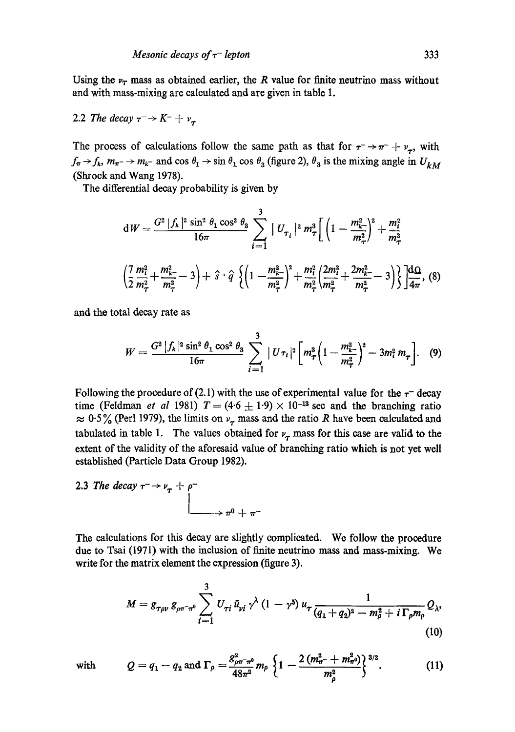Using the $\nu_\tau$ mass as obtained earlier, the $R$ value for finite neutrino mass without and with mass-mixing are calculated and are given in table 1.

### 2.2 The decay $\tau^- \to K^- + \nu_\tau$

The process of calculations follow the same path as that for $\tau^- \to \pi^- + \nu_\tau$, with $f_\pi \to f_k$, $m_{\pi^-} \to m_{k^-}$ and $\cos\theta_1 \to \sin\theta_1 \cos\theta_3$ (figure 2), $\theta_3$ is the mixing angle in $U_{kM}$ (Shrock and Wang 1978).

The differential decay probability is given by

$$\mathrm{d}W = \frac{G^2 |f_k|^2 \sin^2\theta_1 \cos^2\theta_3}{16\pi} \sum_{i=1}^{3} |U_{\tau_i}|^2 m_\tau^3 \left[ \left(1 - \frac{m_{k^-}^2}{m_\tau^2}\right)^2 + \frac{m_i^2}{m_\tau^2} \left(\frac{7}{2}\frac{m_i^2}{m_\tau^2} + \frac{m_{k^-}^2}{m_\tau^2} - 3\right) + \hat{s}\cdot\hat{q} \left\{ \left(1 - \frac{m_{k^-}^2}{m_\tau^2}\right)^2 + \frac{m_i^2}{m_\tau^2}\left(\frac{2m_i^2}{m_\tau^2} + \frac{2m_{k^-}^2}{m_\tau^2} - 3\right) \right\} \right] \frac{\mathrm{d}\Omega}{4\pi}, \tag{8}$$

and the total decay rate as

$$W = \frac{G^2 |f_k|^2 \sin^2\theta_1 \cos^2\theta_3}{16\pi} \sum_{i=1}^{3} |U_{\tau_i}|^2 \left[ m_\tau^3 \left(1 - \frac{m_{k^-}^2}{m_\tau^2}\right)^2 - 3 m_i^2 m_\tau \right]. \tag{9}$$

Following the procedure of (2.1) with the use of experimental value for the $\tau^-$ decay time (Feldman *et al* 1981) $T = (4{\cdot}6 \pm 1{\cdot}9) \times 10^{-13}$ sec and the branching ratio $\approx 0{\cdot}5\%$ (Perl 1979), the limits on $\nu_\tau$ mass and the ratio $R$ have been calculated and tabulated in table 1. The values obtained for $\nu_\tau$ mass for this case are valid to the extent of the validity of the aforesaid value of branching ratio which is not yet well established (Particle Data Group 1982).

### 2.3 The decay $\tau^- \to \nu_\tau + \rho^-$, $\rho^- \to \pi^0 + \pi^-$

The calculations for this decay are slightly complicated. We follow the procedure due to Tsai (1971) with the inclusion of finite neutrino mass and mass-mixing. We write for the matrix element the expression (figure 3).

$$M = g_{\tau\rho\nu}\, g_{\rho\pi^-\pi^0} \sum_{i=1}^{3} U_{\tau i}\, \bar{u}_{\nu i}\, \gamma^\lambda (1 - \gamma^5)\, u_\tau \frac{1}{(q_1 + q_2)^2 - m_\rho^2 + i\Gamma_\rho m_\rho} Q_\lambda, \tag{10}$$

with

$$Q = q_1 - q_2 \text{ and } \Gamma_\rho = \frac{g^2_{\rho\pi^-\pi^0}}{48\pi^2} m_\rho \left\{1 - \frac{2(m_{\pi^-}^2 + m_{\pi^0}^2)}{m_\rho^2}\right\}^{3/2}. \tag{11}$$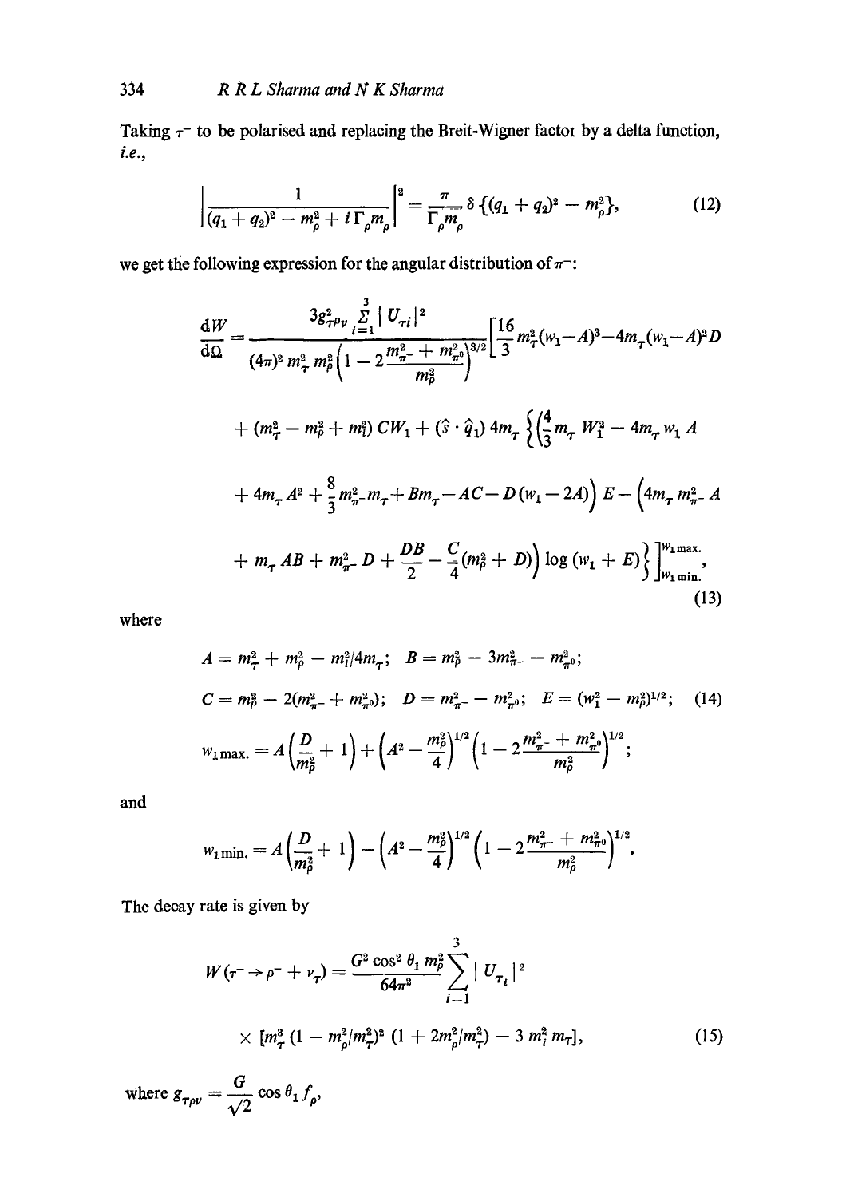Taking $\tau^-$ to be polarised and replacing the Breit-Wigner factor by a delta function, *i.e.*,

$$\left| \frac{1}{(q_1+q_2)^2 - m_\rho^2 + i\,\Gamma_\rho m_\rho} \right|^2 = \frac{\pi}{\Gamma_\rho m_\rho}\,\delta\,\{(q_1+q_2)^2 - m_\rho^2\}, \tag{12}$$

we get the following expression for the angular distribution of $\pi^-$:

$$\begin{aligned}
\frac{\mathrm{d}W}{\mathrm{d}\Omega} = {} & \frac{3g_{\tau\rho\nu}^2 \sum_{i=1}^{3} |U_{\tau i}|^2}{(4\pi)^2 m_\tau^2 m_\rho^2 \left(1 - 2\dfrac{m_{\pi^-}^2 + m_{\pi^0}^2}{m_\rho^2}\right)^{3/2}} \Bigg[ \frac{16}{3} m_\tau^2 (w_1 - A)^3 - 4m_\tau (w_1 - A)^2 D \\
& + (m_\tau^2 - m_\rho^2 + m_i^2)\, C W_1 + (\hat{s}\cdot\hat{q}_1)\, 4m_\tau \Bigg\{ \left( \frac{4}{3} m_\tau W_1^2 - 4m_\tau w_1 A \right. \\
& + 4m_\tau A^2 + \frac{8}{3} m_{\pi^-}^2 m_\tau + B m_\tau - AC - D(w_1 - 2A) \Big) E - \Big( 4m_\tau m_{\pi^-}^2 A \\
& \left. + m_\tau AB + m_{\pi^-}^2 D + \frac{DB}{2} - \frac{C}{4}(m_\rho^2 + D) \right) \log (w_1 + E) \Bigg\} \Bigg]_{w_{1\,\mathrm{min.}}}^{w_{1\,\mathrm{max.}}},
\end{aligned} \tag{13}$$

where

$$A = m_\tau^2 + m_\rho^2 - m_i^2/4m_\tau; \quad B = m_\rho^2 - 3m_{\pi^-}^2 - m_{\pi^0}^2;$$

$$C = m_\rho^2 - 2(m_{\pi^-}^2 + m_{\pi^0}^2); \quad D = m_{\pi^-}^2 - m_{\pi^0}^2; \quad E = (w_1^2 - m_\rho^2)^{1/2}; \tag{14}$$

$$w_{1\,\mathrm{max.}} = A\left(\frac{D}{m_\rho^2} + 1\right) + \left(A^2 - \frac{m_\rho^2}{4}\right)^{1/2} \left(1 - 2\frac{m_{\pi^-}^2 + m_{\pi^0}^2}{m_\rho^2}\right)^{1/2};$$

and

$$w_{1\,\mathrm{min.}} = A\left(\frac{D}{m_\rho^2} + 1\right) - \left(A^2 - \frac{m_\rho^2}{4}\right)^{1/2} \left(1 - 2\frac{m_{\pi^-}^2 + m_{\pi^0}^2}{m_\rho^2}\right)^{1/2}.$$

The decay rate is given by

$$\begin{aligned}
W(\tau^- \to \rho^- + \nu_\tau) = {} & \frac{G^2 \cos^2\theta_1\, m_\rho^2}{64\pi^2} \sum_{i=1}^{3} |U_{\tau_i}|^2 \\
& \times [m_\tau^3 (1 - m_\rho^2/m_\tau^2)^2 (1 + 2m_\rho^2/m_\tau^2) - 3\, m_i^2\, m_\tau],
\end{aligned} \tag{15}$$

where $g_{\tau\rho\nu} = \dfrac{G}{\sqrt{2}} \cos\theta_1 f_\rho$,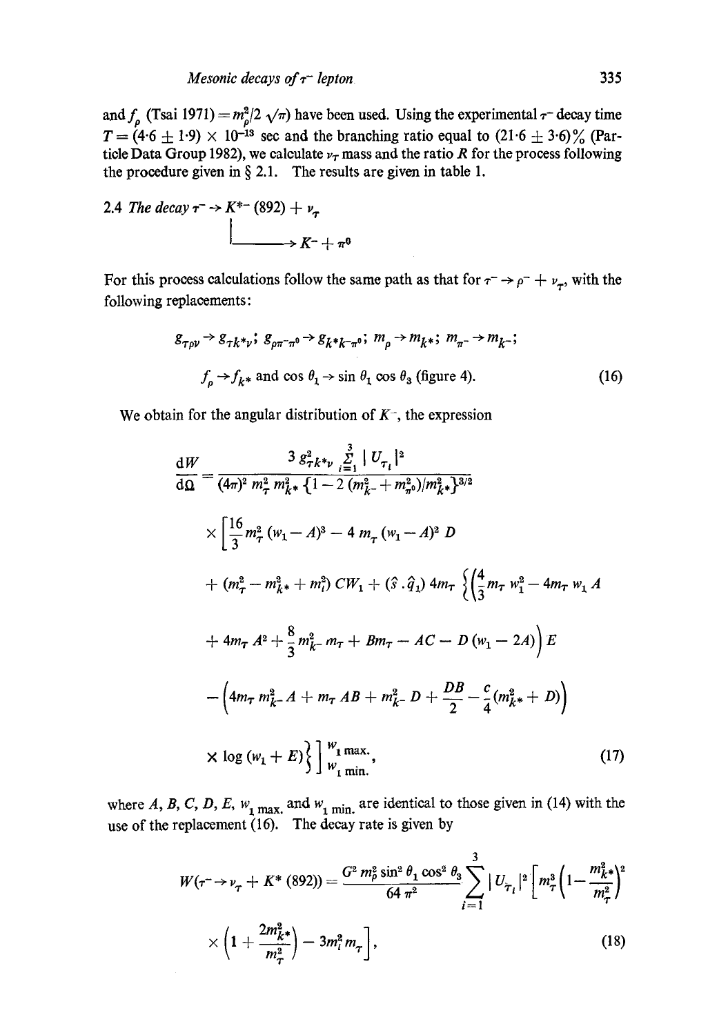and $f_\rho$ (Tsai 1971) $= m_\rho^2/2\sqrt{\pi}$) have been used. Using the experimental $\tau^-$ decay time $T = (4{\cdot}6 \pm 1{\cdot}9) \times 10^{-13}$ sec and the branching ratio equal to $(21{\cdot}6 \pm 3{\cdot}6)\%$ (Particle Data Group 1982), we calculate $\nu_T$ mass and the ratio $R$ for the process following the procedure given in § 2.1. The results are given in table 1.

### 2.4 *The decay* $\tau^- \to K^{*-}(892) + \nu_\tau$, $\quad K^{*-} \to K^- + \pi^0$

For this process calculations follow the same path as that for $\tau^- \to \rho^- + \nu_\tau$, with the following replacements:

$$g_{\tau\rho\nu} \to g_{\tau k^*\nu};\ g_{\rho\pi^-\pi^0} \to g_{k^*k^-\pi^0};\ m_\rho \to m_{k^*};\ m_{\pi^-} \to m_{k^-};$$

$$f_\rho \to f_{k^*} \text{ and } \cos\theta_1 \to \sin\theta_1 \cos\theta_3 \text{ (figure 4).} \tag{16}$$

We obtain for the angular distribution of $K^-$, the expression

$$\frac{dW}{d\Omega} = \frac{3\, g_{\tau k^*\nu}^2 \sum_{i=1}^{3} |U_{\tau_i}|^2}{(4\pi)^2\, m_\tau^2\, m_{k^*}^2 \{1 - 2(m_{k^-}^2 + m_{\pi^0}^2)/m_{k^*}^2\}^{3/2}}$$
$$\times \Bigg[\frac{16}{3} m_\tau^2 (w_1 - A)^3 - 4\, m_\tau (w_1 - A)^2 D$$
$$+ (m_\tau^2 - m_{k^*}^2 + m_i^2)\, C W_1 + (\hat{s}\cdot\hat{q}_1)\, 4m_\tau \Bigg\{\bigg(\frac{4}{3} m_\tau w_1^2 - 4m_\tau w_1 A$$
$$+ 4m_\tau A^2 + \frac{8}{3} m_{k^-}^2 m_\tau + B m_\tau - AC - D(w_1 - 2A)\bigg) E$$
$$- \bigg(4m_\tau m_{k^-}^2 A + m_\tau AB + m_{k^-}^2 D + \frac{DB}{2} - \frac{c}{4}(m_{k^*}^2 + D)\bigg)$$
$$\times \log(w_1 + E)\Bigg\}\Bigg]_{w_{1\,\text{min.}}}^{w_{1\,\text{max.}}}, \tag{17}$$

where $A$, $B$, $C$, $D$, $E$, $w_{1\,\text{max.}}$ and $w_{1\,\text{min.}}$ are identical to those given in (14) with the use of the replacement (16). The decay rate is given by

$$W(\tau^- \to \nu_\tau + K^*(892)) = \frac{G^2 m_\rho^2 \sin^2\theta_1 \cos^2\theta_3}{64\,\pi^2} \sum_{i=1}^{3} |U_{\tau_i}|^2 \left[m_\tau^3\left(1 - \frac{m_{k^*}^2}{m_\tau^2}\right)^2\right.$$
$$\left.\times \left(1 + \frac{2m_{k^*}^2}{m_\tau^2}\right) - 3m_i^2 m_\tau\right], \tag{18}$$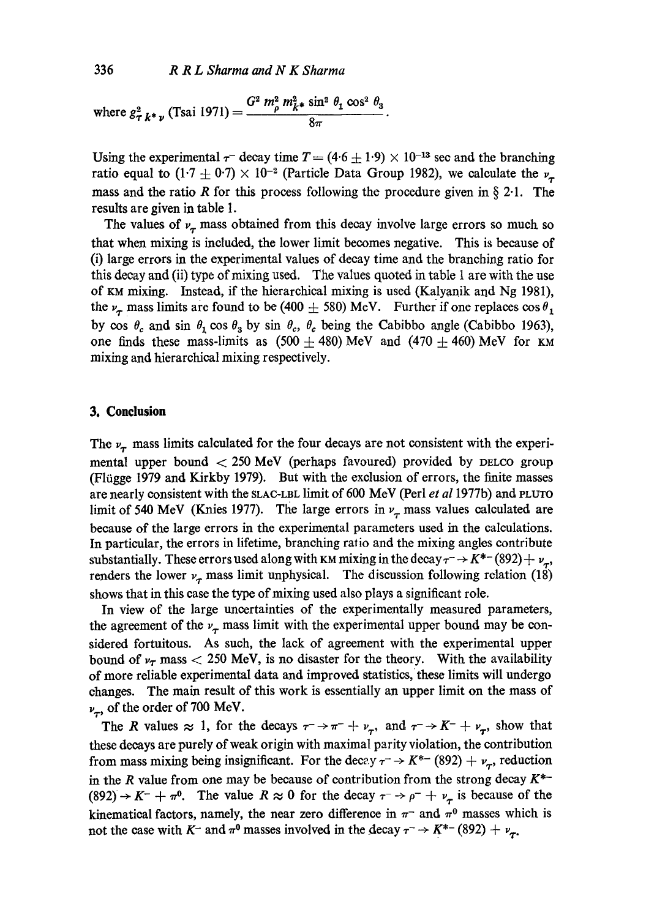where $g^2_{\tau K^* \nu}$ (Tsai 1971) $= \dfrac{G^2 m_\rho^2 m_{K^*}^2 \sin^2 \theta_1 \cos^2 \theta_3}{8\pi}$.

Using the experimental $\tau^-$ decay time $T = (4{\cdot}6 \pm 1{\cdot}9) \times 10^{-13}$ sec and the branching ratio equal to $(1{\cdot}7 \pm 0{\cdot}7) \times 10^{-2}$ (Particle Data Group 1982), we calculate the $\nu_\tau$ mass and the ratio $R$ for this process following the procedure given in § 2·1. The results are given in table 1.

The values of $\nu_\tau$ mass obtained from this decay involve large errors so much so that when mixing is included, the lower limit becomes negative. This is because of (i) large errors in the experimental values of decay time and the branching ratio for this decay and (ii) type of mixing used. The values quoted in table 1 are with the use of KM mixing. Instead, if the hierarchical mixing is used (Kalyanik and Ng 1981), the $\nu_\tau$ mass limits are found to be $(400 \pm 580)$ MeV. Further if one replaces $\cos \theta_1$ by $\cos \theta_c$ and $\sin \theta_1 \cos \theta_3$ by $\sin \theta_c$, $\theta_c$ being the Cabibbo angle (Cabibbo 1963), one finds these mass-limits as $(500 \pm 480)$ MeV and $(470 \pm 460)$ MeV for KM mixing and hierarchical mixing respectively.

## 3. Conclusion

The $\nu_\tau$ mass limits calculated for the four decays are not consistent with the experimental upper bound $< 250$ MeV (perhaps favoured) provided by DELCO group (Flügge 1979 and Kirkby 1979). But with the exclusion of errors, the finite masses are nearly consistent with the SLAC-LBL limit of 600 MeV (Perl *et al* 1977b) and PLUTO limit of 540 MeV (Knies 1977). The large errors in $\nu_\tau$ mass values calculated are because of the large errors in the experimental parameters used in the calculations. In particular, the errors in lifetime, branching ratio and the mixing angles contribute substantially. These errors used along with KM mixing in the decay $\tau^- \to K^{*-}(892) + \nu_\tau$, renders the lower $\nu_\tau$ mass limit unphysical. The discussion following relation (18) shows that in this case the type of mixing used also plays a significant role.

In view of the large uncertainties of the experimentally measured parameters, the agreement of the $\nu_\tau$ mass limit with the experimental upper bound may be considered fortuitous. As such, the lack of agreement with the experimental upper bound of $\nu_\tau$ mass $< 250$ MeV, is no disaster for the theory. With the availability of more reliable experimental data and improved statistics, these limits will undergo changes. The main result of this work is essentially an upper limit on the mass of $\nu_\tau$, of the order of 700 MeV.

The $R$ values $\approx 1$, for the decays $\tau^- \to \pi^- + \nu_\tau$, and $\tau^- \to K^- + \nu_\tau$, show that these decays are purely of weak origin with maximal parity violation, the contribution from mass mixing being insignificant. For the decay $\tau^- \to K^{*-}(892) + \nu_\tau$, reduction in the $R$ value from one may be because of contribution from the strong decay $K^{*-}(892) \to K^- + \pi^0$. The value $R \approx 0$ for the decay $\tau^- \to \rho^- + \nu_\tau$ is because of the kinematical factors, namely, the near zero difference in $\pi^-$ and $\pi^0$ masses which is not the case with $K^-$ and $\pi^0$ masses involved in the decay $\tau^- \to K^{*-}(892) + \nu_\tau$.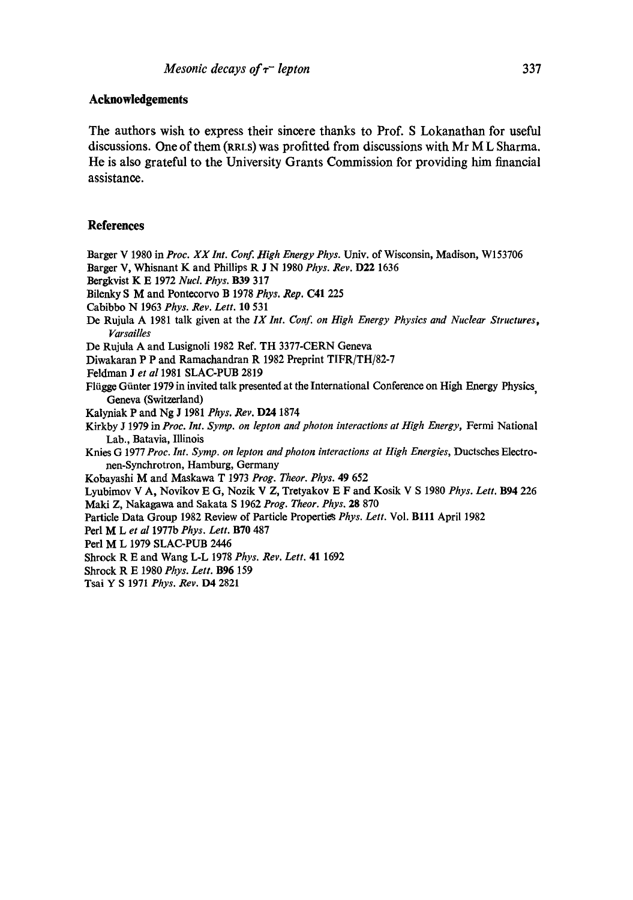## Acknowledgements

The authors wish to express their sincere thanks to Prof. S Lokanathan for useful discussions. One of them (RRLS) was profitted from discussions with Mr M L Sharma. He is also grateful to the University Grants Commission for providing him financial assistance.

## References

Barger V 1980 in *Proc. XX Int. Conf. High Energy Phys.* Univ. of Wisconsin, Madison, W153706

Barger V, Whisnant K and Phillips R J N 1980 *Phys. Rev.* **D22** 1636

Bergkvist K E 1972 *Nucl. Phys.* **B39** 317

Bilenky S M and Pontecorvo B 1978 *Phys. Rep.* **C41** 225

Cabibbo N 1963 *Phys. Rev. Lett.* **10** 531

De Rujula A 1981 talk given at the *IX Int. Conf. on High Energy Physics and Nuclear Structures, Varsailles*

De Rujula A and Lusignoli 1982 Ref. TH 3377-CERN Geneva

Diwakaran P P and Ramachandran R 1982 Preprint TIFR/TH/82-7

Feldman J *et al* 1981 SLAC-PUB 2819

Flügge Günter 1979 in invited talk presented at the International Conference on High Energy Physics, Geneva (Switzerland)

Kalyniak P and Ng J 1981 *Phys. Rev.* **D24** 1874

Kirkby J 1979 in *Proc. Int. Symp. on lepton and photon interactions at High Energy*, Fermi National Lab., Batavia, Illinois

Knies G 1977 *Proc. Int. Symp. on lepton and photon interactions at High Energies*, Ductsches Electronen-Synchrotron, Hamburg, Germany

Kobayashi M and Maskawa T 1973 *Prog. Theor. Phys.* **49** 652

Lyubimov V A, Novikov E G, Nozik V Z, Tretyakov E F and Kosik V S 1980 *Phys. Lett.* **B94** 226

Maki Z, Nakagawa and Sakata S 1962 *Prog. Theor. Phys.* **28** 870

Particle Data Group 1982 Review of Particle Properties *Phys. Lett.* Vol. **B111** April 1982

Perl M L *et al* 1977b *Phys. Lett.* **B70** 487

Perl M L 1979 SLAC-PUB 2446

Shrock R E and Wang L-L 1978 *Phys. Rev. Lett.* **41** 1692

Shrock R E 1980 *Phys. Lett.* **B96** 159

Tsai Y S 1971 *Phys. Rev.* **D4** 2821